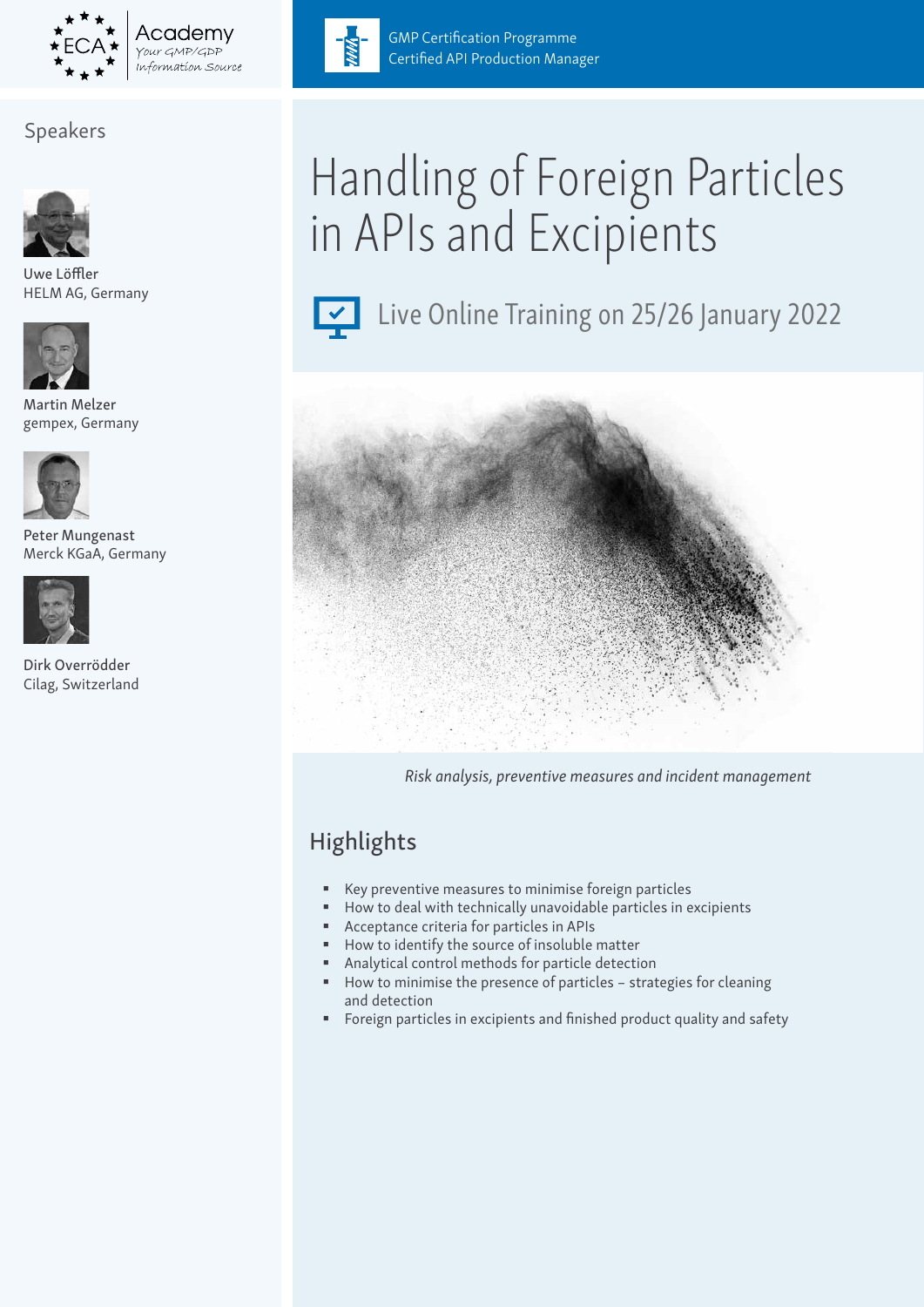ECA Academy
Your GMP/GDP Information Source

GMP Certification Programme
Certified API Production Manager

# Handling of Foreign Particles in APIs and Excipients

Live Online Training on 25/26 January 2022

*Risk analysis, preventive measures and incident management*

## Speakers

Uwe Löffler
HELM AG, Germany

Martin Melzer
gempex, Germany

Peter Mungenast
Merck KGaA, Germany

Dirk Overrödder
Cilag, Switzerland

## Highlights

- Key preventive measures to minimise foreign particles
- How to deal with technically unavoidable particles in excipients
- Acceptance criteria for particles in APIs
- How to identify the source of insoluble matter
- Analytical control methods for particle detection
- How to minimise the presence of particles – strategies for cleaning and detection
- Foreign particles in excipients and finished product quality and safety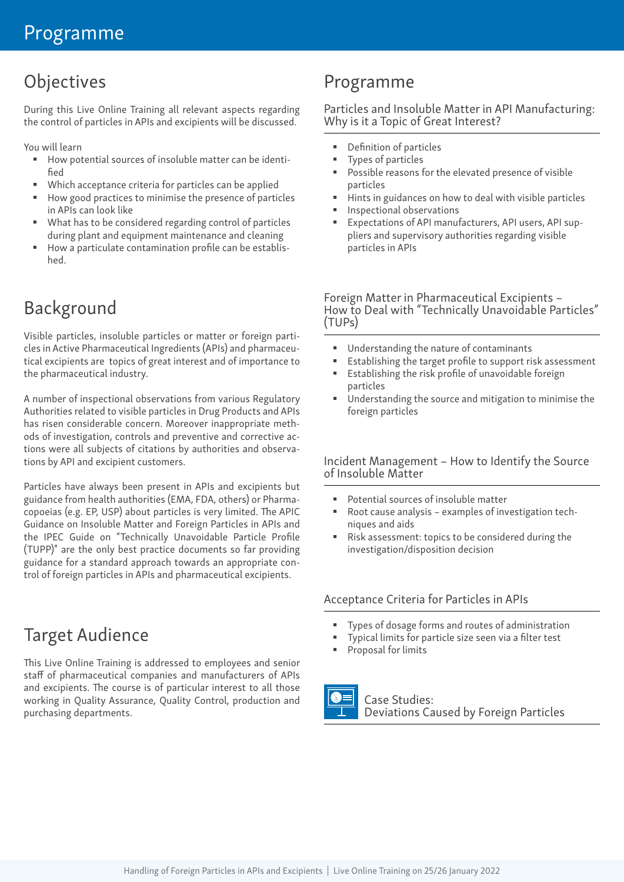# Programme

## Objectives

During this Live Online Training all relevant aspects regarding the control of particles in APIs and excipients will be discussed.

You will learn

- How potential sources of insoluble matter can be identified
- Which acceptance criteria for particles can be applied
- How good practices to minimise the presence of particles in APIs can look like
- What has to be considered regarding control of particles during plant and equipment maintenance and cleaning
- How a particulate contamination profile can be established.

## Background

Visible particles, insoluble particles or matter or foreign particles in Active Pharmaceutical Ingredients (APIs) and pharmaceutical excipients are topics of great interest and of importance to the pharmaceutical industry.

A number of inspectional observations from various Regulatory Authorities related to visible particles in Drug Products and APIs has risen considerable concern. Moreover inappropriate methods of investigation, controls and preventive and corrective actions were all subjects of citations by authorities and observations by API and excipient customers.

Particles have always been present in APIs and excipients but guidance from health authorities (EMA, FDA, others) or Pharmacopoeias (e.g. EP, USP) about particles is very limited. The APIC Guidance on Insoluble Matter and Foreign Particles in APIs and the IPEC Guide on "Technically Unavoidable Particle Profile (TUPP)" are the only best practice documents so far providing guidance for a standard approach towards an appropriate control of foreign particles in APIs and pharmaceutical excipients.

## Target Audience

This Live Online Training is addressed to employees and senior staff of pharmaceutical companies and manufacturers of APIs and excipients. The course is of particular interest to all those working in Quality Assurance, Quality Control, production and purchasing departments.

## Programme

### Particles and Insoluble Matter in API Manufacturing: Why is it a Topic of Great Interest?

- Definition of particles
- Types of particles
- Possible reasons for the elevated presence of visible particles
- Hints in guidances on how to deal with visible particles
- Inspectional observations
- Expectations of API manufacturers, API users, API suppliers and supervisory authorities regarding visible particles in APIs

### Foreign Matter in Pharmaceutical Excipients – How to Deal with "Technically Unavoidable Particles" (TUPs)

- Understanding the nature of contaminants
- Establishing the target profile to support risk assessment
- Establishing the risk profile of unavoidable foreign particles
- Understanding the source and mitigation to minimise the foreign particles

### Incident Management – How to Identify the Source of Insoluble Matter

- Potential sources of insoluble matter
- Root cause analysis – examples of investigation techniques and aids
- Risk assessment: topics to be considered during the investigation/disposition decision

### Acceptance Criteria for Particles in APIs

- Types of dosage forms and routes of administration
- Typical limits for particle size seen via a filter test
- Proposal for limits

### Case Studies: Deviations Caused by Foreign Particles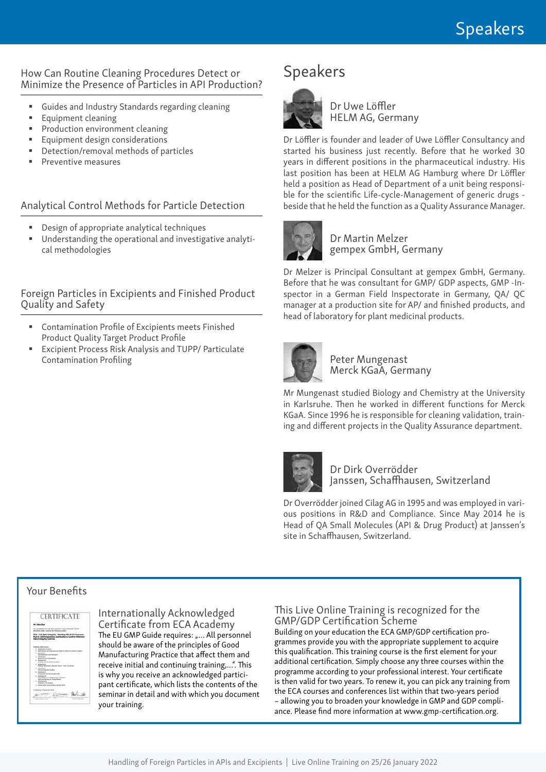### How Can Routine Cleaning Procedures Detect or Minimize the Presence of Particles in API Production?

- Guides and Industry Standards regarding cleaning
- Equipment cleaning
- Production environment cleaning
- Equipment design considerations
- Detection/removal methods of particles
- Preventive measures

### Analytical Control Methods for Particle Detection

- Design of appropriate analytical techniques
- Understanding the operational and investigative analytical methodologies

### Foreign Particles in Excipients and Finished Product Quality and Safety

- Contamination Profile of Excipients meets Finished Product Quality Target Product Profile
- Excipient Process Risk Analysis and TUPP/ Particulate Contamination Profiling

## Speakers

**Dr Uwe Löffler**
HELM AG, Germany

Dr Löffler is founder and leader of Uwe Löffler Consultancy and started his business just recently. Before that he worked 30 years in different positions in the pharmaceutical industry. His last position has been at HELM AG Hamburg where Dr Löffler held a position as Head of Department of a unit being responsible for the scientific Life-cycle-Management of generic drugs - beside that he held the function as a Quality Assurance Manager.

**Dr Martin Melzer**
gempex GmbH, Germany

Dr Melzer is Principal Consultant at gempex GmbH, Germany. Before that he was consultant for GMP/ GDP aspects, GMP -Inspector in a German Field Inspectorate in Germany, QA/ QC manager at a production site for AP/ and finished products, and head of laboratory for plant medicinal products.

**Peter Mungenast**
Merck KGaA, Germany

Mr Mungenast studied Biology and Chemistry at the University in Karlsruhe. Then he worked in different functions for Merck KGaA. Since 1996 he is responsible for cleaning validation, training and different projects in the Quality Assurance department.

**Dr Dirk Overrödder**
Janssen, Schaffhausen, Switzerland

Dr Overrödder joined Cilag AG in 1995 and was employed in various positions in R&D and Compliance. Since May 2014 he is Head of QA Small Molecules (API & Drug Product) at Janssen's site in Schaffhausen, Switzerland.

## Your Benefits

### Internationally Acknowledged Certificate from ECA Academy

The EU GMP Guide requires: „... All personnel should be aware of the principles of Good Manufacturing Practice that affect them and receive initial and continuing training,...". This is why you receive an acknowledged participant certificate, which lists the contents of the seminar in detail and with which you document your training.

### This Live Online Training is recognized for the GMP/GDP Certification Scheme

Building on your education the ECA GMP/GDP certification programmes provide you with the appropriate supplement to acquire this qualification. This training course is the first element for your additional certification. Simply choose any three courses within the programme according to your professional interest. Your certificate is then valid for two years. To renew it, you can pick any training from the ECA courses and conferences list within that two-years period – allowing you to broaden your knowledge in GMP and GDP compliance. Please find more information at www.gmp-certification.org.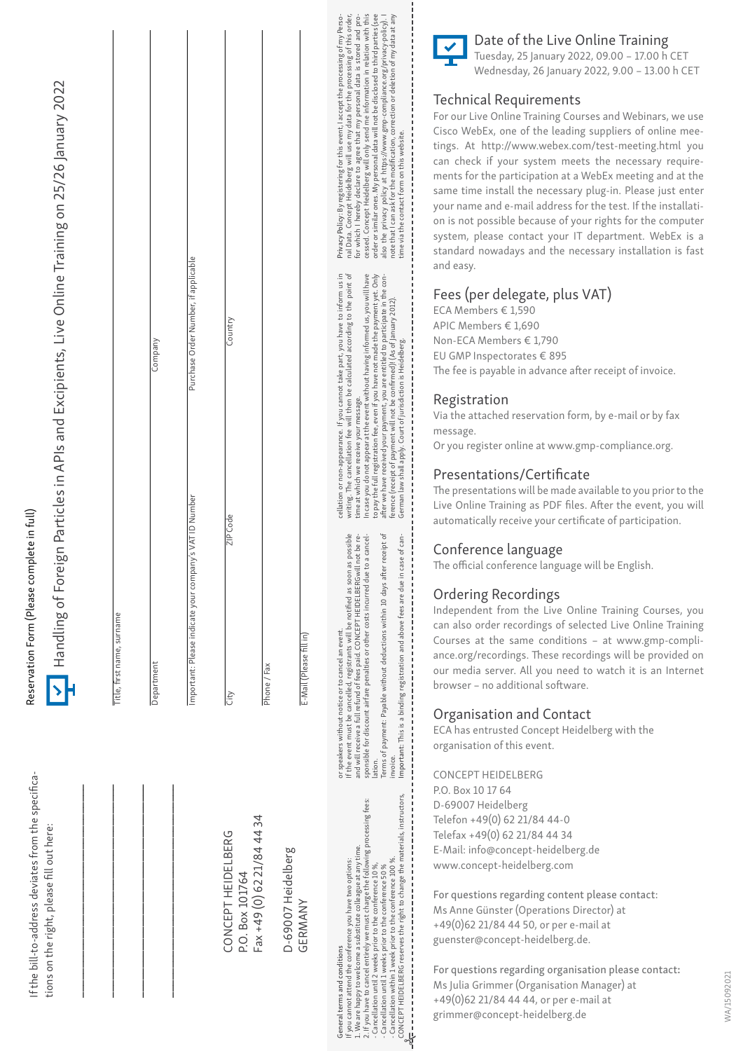If the bill-to-address deviates from the specifications on the right, please fill out here:

CONCEPT HEIDELBERG
P.O. Box 101764
Fax +49 (0) 62 21/84 44 34

D-69007 Heidelberg
GERMANY

Reservation Form (Please complete in full)

## Handling of Foreign Particles in APIs and Excipients, Live Online Training on 25/26 January 2022

Title, first name, surname

Department | Company

Important: Please indicate your company's VAT ID Number | Purchase Order Number, if applicable

City | ZIP Code | Country

Phone / Fax

E-Mail (Please fill in)

General terms and conditions
If you cannot attend the conference you have two options:
1. We are happy to welcome a substitute colleague at any time.
2. If you have to cancel entirely we must charge the following processing fees:
- Cancellation until 2 weeks prior to the conference 10 %,
- Cancellation until 1 weeks prior to the conference 50 %
- Cancellation within 1 week prior to the conference 100 %.

CONCEPT HEIDELBERG reserves the right to change the materials, instructors, or speakers without notice or to cancel an event.
If the event must be cancelled, registrants will be notified as soon as possible and will receive a full refund of fees paid. CONCEPT HEIDELBERG will not be responsible for discount airfare penalties or other costs incurred due to a cancellation.
Terms of payment: Payable without deductions within 10 days after receipt of invoice.
Important: This is a binding registration and above fees are due in case of cancellation or non-appearance. If you cannot take part, you have to inform us in writing. The cancellation fee will then be calculated according to the point of time at which we receive your message.
In case you do not appear at the event without having informed us, you will have to pay the full registration fee, even if you have not made the payment yet. Only after we have received your payment, you are entitled to participate in the conference (receipt of payment will not be confirmed)! (As of January 2012).
German law shall apply. Court of jurisdiction is Heidelberg.

Privacy Policy: By registering for this event, I accept the processing of my Personal Data. Concept Heidelberg will use my data for the processing of this order, for which I hereby declare to agree that my personal data is stored and processed. Concept Heidelberg will only send me information in relation with this order or similar ones. My personal data will not be disclosed to third parties (see also the privacy policy at https://www.gmp-compliance.org/privacy-policy). I note that I can ask for the modification, correction or deletion of my data at any time via the contact form on this website.

## Date of the Live Online Training

Tuesday, 25 January 2022, 09.00 – 17.00 h CET
Wednesday, 26 January 2022, 9.00 – 13.00 h CET

## Technical Requirements

For our Live Online Training Courses and Webinars, we use Cisco WebEx, one of the leading suppliers of online meetings. At http://www.webex.com/test-meeting.html you can check if your system meets the necessary requirements for the participation at a WebEx meeting and at the same time install the necessary plug-in. Please just enter your name and e-mail address for the test. If the installation is not possible because of your rights for the computer system, please contact your IT department. WebEx is a standard nowadays and the necessary installation is fast and easy.

## Fees (per delegate, plus VAT)

ECA Members € 1,590
APIC Members € 1,690
Non-ECA Members € 1,790
EU GMP Inspectorates € 895
The fee is payable in advance after receipt of invoice.

## Registration

Via the attached reservation form, by e-mail or by fax message.
Or you register online at www.gmp-compliance.org.

## Presentations/Certificate

The presentations will be made available to you prior to the Live Online Training as PDF files. After the event, you will automatically receive your certificate of participation.

## Conference language

The official conference language will be English.

## Ordering Recordings

Independent from the Live Online Training Courses, you can also order recordings of selected Live Online Training Courses at the same conditions – at www.gmp-compliance.org/recordings. These recordings will be provided on our media server. All you need to watch it is an Internet browser – no additional software.

## Organisation and Contact

ECA has entrusted Concept Heidelberg with the organisation of this event.

CONCEPT HEIDELBERG
P.O. Box 10 17 64
D-69007 Heidelberg
Telefon +49(0) 62 21/84 44-0
Telefax +49(0) 62 21/84 44 34
E-Mail: info@concept-heidelberg.de
www.concept-heidelberg.com

**For questions regarding content please contact:**
Ms Anne Günster (Operations Director) at +49(0)62 21/84 44 50, or per e-mail at guenster@concept-heidelberg.de.

**For questions regarding organisation please contact:**
Ms Julia Grimmer (Organisation Manager) at +49(0)62 21/84 44 44, or per e-mail at grimmer@concept-heidelberg.de

WA/15092021